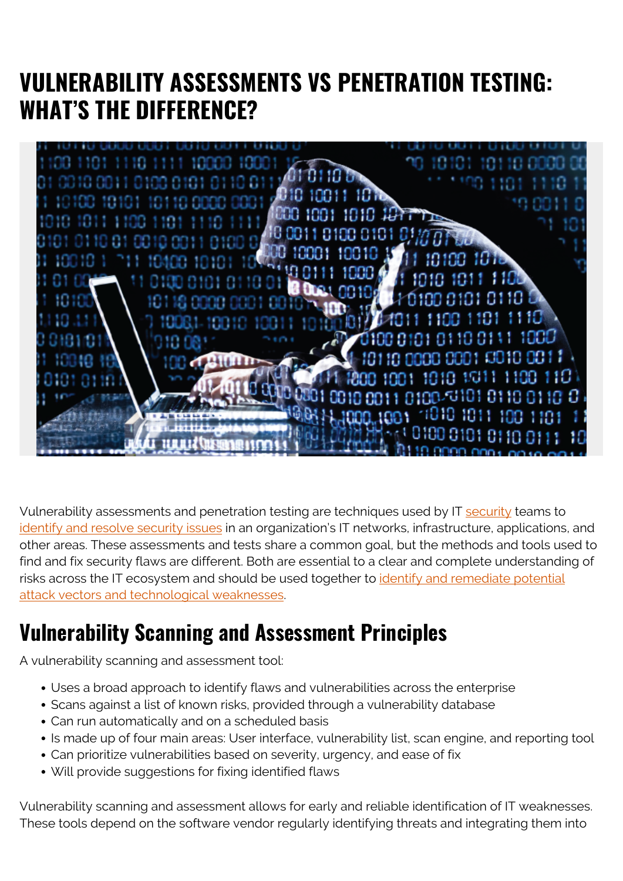# VULNERABILITY ASSESSMENTS VS PENETRATION TESTING: WHAT'S THE DIFFERENCE?

Vulnerability assessments and penetration testing are techniques used by IT security teams to identify and resolve security issues in an organization's IT networks, infrastructure, applications, and other areas. These assessments and tests share a common goal, but the methods and tools used to find and fix security flaws are different. Both are essential to a clear and complete understanding of risks across the IT ecosystem and should be used together to identify and remediate potential attack vectors and technological weaknesses.

## Vulnerability Scanning and Assessment Principles

A vulnerability scanning and assessment tool:

- Uses a broad approach to identify flaws and vulnerabilities across the enterprise
- Scans against a list of known risks, provided through a vulnerability database
- Can run automatically and on a scheduled basis
- Is made up of four main areas: User interface, vulnerability list, scan engine, and reporting tool
- Can prioritize vulnerabilities based on severity, urgency, and ease of fix
- Will provide suggestions for fixing identified flaws

Vulnerability scanning and assessment allows for early and reliable identification of IT weaknesses. These tools depend on the software vendor regularly identifying threats and integrating them into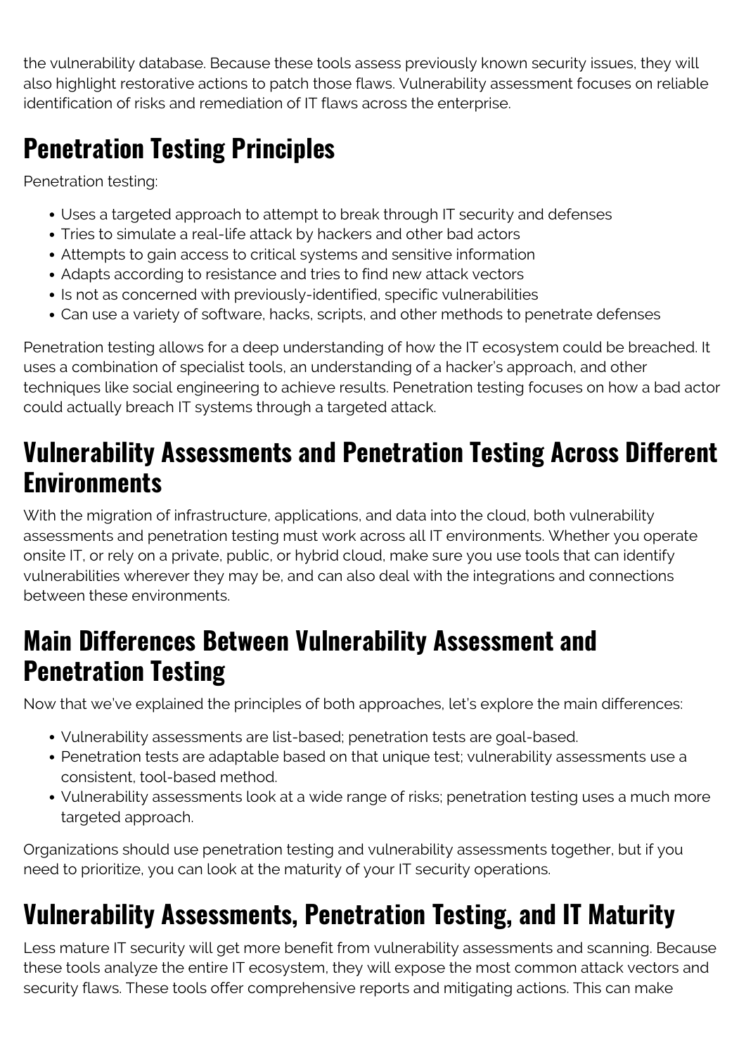the vulnerability database. Because these tools assess previously known security issues, they will also highlight restorative actions to patch those flaws. Vulnerability assessment focuses on reliable identification of risks and remediation of IT flaws across the enterprise.

## Penetration Testing Principles

Penetration testing:

- Uses a targeted approach to attempt to break through IT security and defenses
- Tries to simulate a real-life attack by hackers and other bad actors
- Attempts to gain access to critical systems and sensitive information
- Adapts according to resistance and tries to find new attack vectors
- Is not as concerned with previously-identified, specific vulnerabilities
- Can use a variety of software, hacks, scripts, and other methods to penetrate defenses

Penetration testing allows for a deep understanding of how the IT ecosystem could be breached. It uses a combination of specialist tools, an understanding of a hacker's approach, and other techniques like social engineering to achieve results. Penetration testing focuses on how a bad actor could actually breach IT systems through a targeted attack.

## Vulnerability Assessments and Penetration Testing Across Different Environments

With the migration of infrastructure, applications, and data into the cloud, both vulnerability assessments and penetration testing must work across all IT environments. Whether you operate onsite IT, or rely on a private, public, or hybrid cloud, make sure you use tools that can identify vulnerabilities wherever they may be, and can also deal with the integrations and connections between these environments.

## Main Differences Between Vulnerability Assessment and Penetration Testing

Now that we've explained the principles of both approaches, let's explore the main differences:

- Vulnerability assessments are list-based; penetration tests are goal-based.
- Penetration tests are adaptable based on that unique test; vulnerability assessments use a consistent, tool-based method.
- Vulnerability assessments look at a wide range of risks; penetration testing uses a much more targeted approach.

Organizations should use penetration testing and vulnerability assessments together, but if you need to prioritize, you can look at the maturity of your IT security operations.

## Vulnerability Assessments, Penetration Testing, and IT Maturity

Less mature IT security will get more benefit from vulnerability assessments and scanning. Because these tools analyze the entire IT ecosystem, they will expose the most common attack vectors and security flaws. These tools offer comprehensive reports and mitigating actions. This can make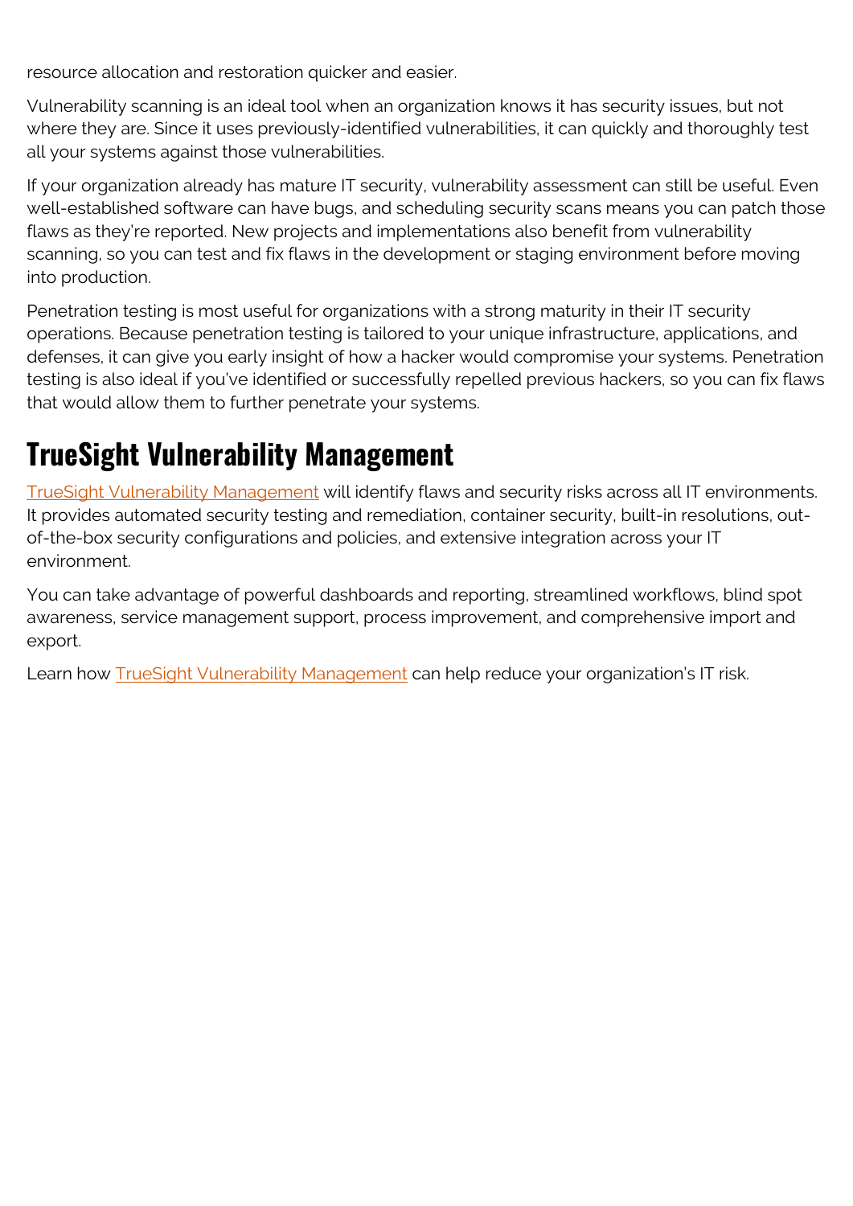resource allocation and restoration quicker and easier.

Vulnerability scanning is an ideal tool when an organization knows it has security issues, but not where they are. Since it uses previously-identified vulnerabilities, it can quickly and thoroughly test all your systems against those vulnerabilities.

If your organization already has mature IT security, vulnerability assessment can still be useful. Even well-established software can have bugs, and scheduling security scans means you can patch those flaws as they're reported. New projects and implementations also benefit from vulnerability scanning, so you can test and fix flaws in the development or staging environment before moving into production.

Penetration testing is most useful for organizations with a strong maturity in their IT security operations. Because penetration testing is tailored to your unique infrastructure, applications, and defenses, it can give you early insight of how a hacker would compromise your systems. Penetration testing is also ideal if you've identified or successfully repelled previous hackers, so you can fix flaws that would allow them to further penetrate your systems.

## TrueSight Vulnerability Management

TrueSight Vulnerability Management will identify flaws and security risks across all IT environments. It provides automated security testing and remediation, container security, built-in resolutions, out-of-the-box security configurations and policies, and extensive integration across your IT environment.

You can take advantage of powerful dashboards and reporting, streamlined workflows, blind spot awareness, service management support, process improvement, and comprehensive import and export.

Learn how TrueSight Vulnerability Management can help reduce your organization's IT risk.